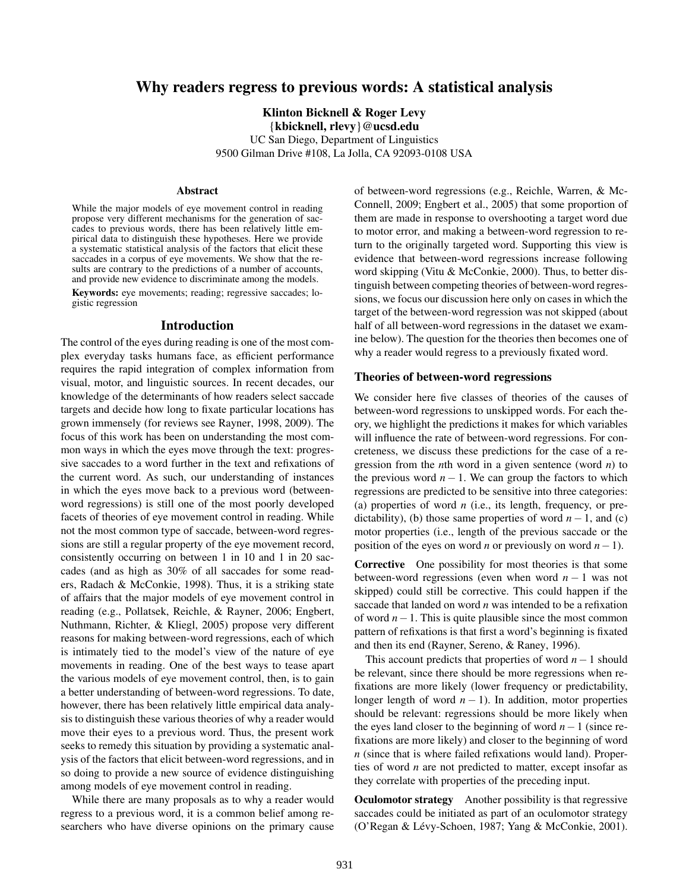# Why readers regress to previous words: A statistical analysis

**Klinton Bicknell & Roger Levy**
{**kbicknell, rlevy**}**@ucsd.edu**
UC San Diego, Department of Linguistics
9500 Gilman Drive #108, La Jolla, CA 92093-0108 USA

## Abstract

While the major models of eye movement control in reading propose very different mechanisms for the generation of saccades to previous words, there has been relatively little empirical data to distinguish these hypotheses. Here we provide a systematic statistical analysis of the factors that elicit these saccades in a corpus of eye movements. We show that the results are contrary to the predictions of a number of accounts, and provide new evidence to discriminate among the models.

**Keywords:** eye movements; reading; regressive saccades; logistic regression

## Introduction

The control of the eyes during reading is one of the most complex everyday tasks humans face, as efficient performance requires the rapid integration of complex information from visual, motor, and linguistic sources. In recent decades, our knowledge of the determinants of how readers select saccade targets and decide how long to fixate particular locations has grown immensely (for reviews see Rayner, 1998, 2009). The focus of this work has been on understanding the most common ways in which the eyes move through the text: progressive saccades to a word further in the text and refixations of the current word. As such, our understanding of instances in which the eyes move back to a previous word (between-word regressions) is still one of the most poorly developed facets of theories of eye movement control in reading. While not the most common type of saccade, between-word regressions are still a regular property of the eye movement record, consistently occurring on between 1 in 10 and 1 in 20 saccades (and as high as 30% of all saccades for some readers, Radach & McConkie, 1998). Thus, it is a striking state of affairs that the major models of eye movement control in reading (e.g., Pollatsek, Reichle, & Rayner, 2006; Engbert, Nuthmann, Richter, & Kliegl, 2005) propose very different reasons for making between-word regressions, each of which is intimately tied to the model's view of the nature of eye movements in reading. One of the best ways to tease apart the various models of eye movement control, then, is to gain a better understanding of between-word regressions. To date, however, there has been relatively little empirical data analysis to distinguish these various theories of why a reader would move their eyes to a previous word. Thus, the present work seeks to remedy this situation by providing a systematic analysis of the factors that elicit between-word regressions, and in so doing to provide a new source of evidence distinguishing among models of eye movement control in reading.

While there are many proposals as to why a reader would regress to a previous word, it is a common belief among researchers who have diverse opinions on the primary cause of between-word regressions (e.g., Reichle, Warren, & McConnell, 2009; Engbert et al., 2005) that some proportion of them are made in response to overshooting a target word due to motor error, and making a between-word regression to return to the originally targeted word. Supporting this view is evidence that between-word regressions increase following word skipping (Vitu & McConkie, 2000). Thus, to better distinguish between competing theories of between-word regressions, we focus our discussion here only on cases in which the target of the between-word regression was not skipped (about half of all between-word regressions in the dataset we examine below). The question for the theories then becomes one of why a reader would regress to a previously fixated word.

### Theories of between-word regressions

We consider here five classes of theories of the causes of between-word regressions to unskipped words. For each theory, we highlight the predictions it makes for which variables will influence the rate of between-word regressions. For concreteness, we discuss these predictions for the case of a regression from the *n*th word in a given sentence (word *n*) to the previous word $n-1$. We can group the factors to which regressions are predicted to be sensitive into three categories: (a) properties of word *n* (i.e., its length, frequency, or predictability), (b) those same properties of word $n-1$, and (c) motor properties (i.e., length of the previous saccade or the position of the eyes on word *n* or previously on word $n-1$).

**Corrective** One possibility for most theories is that some between-word regressions (even when word $n-1$ was not skipped) could still be corrective. This could happen if the saccade that landed on word *n* was intended to be a refixation of word $n-1$. This is quite plausible since the most common pattern of refixations is that first a word's beginning is fixated and then its end (Rayner, Sereno, & Raney, 1996).

This account predicts that properties of word $n-1$ should be relevant, since there should be more regressions when refixations are more likely (lower frequency or predictability, longer length of word $n-1$). In addition, motor properties should be relevant: regressions should be more likely when the eyes land closer to the beginning of word $n-1$ (since refixations are more likely) and closer to the beginning of word *n* (since that is where failed refixations would land). Properties of word *n* are not predicted to matter, except insofar as they correlate with properties of the preceding input.

**Oculomotor strategy** Another possibility is that regressive saccades could be initiated as part of an oculomotor strategy (O'Regan & Lévy-Schoen, 1987; Yang & McConkie, 2001).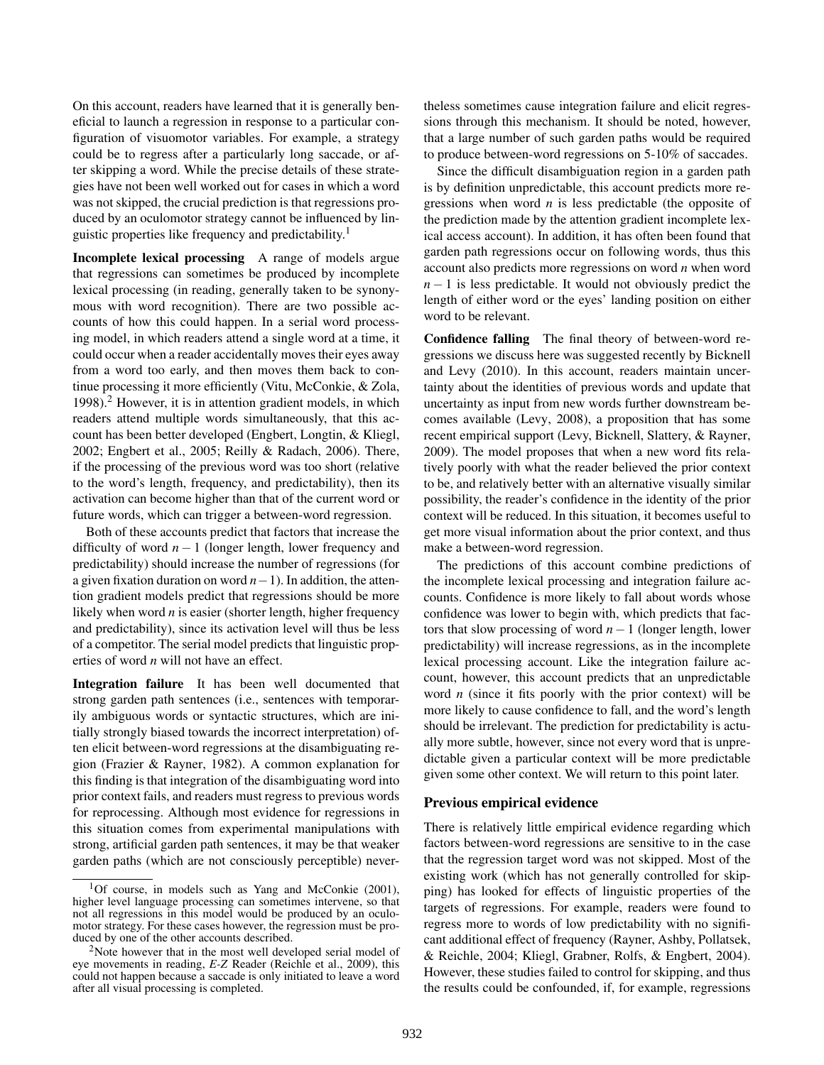On this account, readers have learned that it is generally beneficial to launch a regression in response to a particular configuration of visuomotor variables. For example, a strategy could be to regress after a particularly long saccade, or after skipping a word. While the precise details of these strategies have not been well worked out for cases in which a word was not skipped, the crucial prediction is that regressions produced by an oculomotor strategy cannot be influenced by linguistic properties like frequency and predictability.[1]

**Incomplete lexical processing** A range of models argue that regressions can sometimes be produced by incomplete lexical processing (in reading, generally taken to be synonymous with word recognition). There are two possible accounts of how this could happen. In a serial word processing model, in which readers attend a single word at a time, it could occur when a reader accidentally moves their eyes away from a word too early, and then moves them back to continue processing it more efficiently (Vitu, McConkie, & Zola, 1998).[2] However, it is in attention gradient models, in which readers attend multiple words simultaneously, that this account has been better developed (Engbert, Longtin, & Kliegl, 2002; Engbert et al., 2005; Reilly & Radach, 2006). There, if the processing of the previous word was too short (relative to the word's length, frequency, and predictability), then its activation can become higher than that of the current word or future words, which can trigger a between-word regression.

Both of these accounts predict that factors that increase the difficulty of word $n-1$ (longer length, lower frequency and predictability) should increase the number of regressions (for a given fixation duration on word $n-1$). In addition, the attention gradient models predict that regressions should be more likely when word $n$ is easier (shorter length, higher frequency and predictability), since its activation level will thus be less of a competitor. The serial model predicts that linguistic properties of word $n$ will not have an effect.

**Integration failure** It has been well documented that strong garden path sentences (i.e., sentences with temporarily ambiguous words or syntactic structures, which are initially strongly biased towards the incorrect interpretation) often elicit between-word regressions at the disambiguating region (Frazier & Rayner, 1982). A common explanation for this finding is that integration of the disambiguating word into prior context fails, and readers must regress to previous words for reprocessing. Although most evidence for regressions in this situation comes from experimental manipulations with strong, artificial garden path sentences, it may be that weaker garden paths (which are not consciously perceptible) nevertheless sometimes cause integration failure and elicit regressions through this mechanism. It should be noted, however, that a large number of such garden paths would be required to produce between-word regressions on 5-10% of saccades.

Since the difficult disambiguation region in a garden path is by definition unpredictable, this account predicts more regressions when word $n$ is less predictable (the opposite of the prediction made by the attention gradient incomplete lexical access account). In addition, it has often been found that garden path regressions occur on following words, thus this account also predicts more regressions on word $n$ when word $n-1$ is less predictable. It would not obviously predict the length of either word or the eyes' landing position on either word to be relevant.

**Confidence falling** The final theory of between-word regressions we discuss here was suggested recently by Bicknell and Levy (2010). In this account, readers maintain uncertainty about the identities of previous words and update that uncertainty as input from new words further downstream becomes available (Levy, 2008), a proposition that has some recent empirical support (Levy, Bicknell, Slattery, & Rayner, 2009). The model proposes that when a new word fits relatively poorly with what the reader believed the prior context to be, and relatively better with an alternative visually similar possibility, the reader's confidence in the identity of the prior context will be reduced. In this situation, it becomes useful to get more visual information about the prior context, and thus make a between-word regression.

The predictions of this account combine predictions of the incomplete lexical processing and integration failure accounts. Confidence is more likely to fall about words whose confidence was lower to begin with, which predicts that factors that slow processing of word $n-1$ (longer length, lower predictability) will increase regressions, as in the incomplete lexical processing account. Like the integration failure account, however, this account predicts that an unpredictable word $n$ (since it fits poorly with the prior context) will be more likely to cause confidence to fall, and the word's length should be irrelevant. The prediction for predictability is actually more subtle, however, since not every word that is unpredictable given a particular context will be more predictable given some other context. We will return to this point later.

## Previous empirical evidence

There is relatively little empirical evidence regarding which factors between-word regressions are sensitive to in the case that the regression target word was not skipped. Most of the existing work (which has not generally controlled for skipping) has looked for effects of linguistic properties of the targets of regressions. For example, readers were found to regress more to words of low predictability with no significant additional effect of frequency (Rayner, Ashby, Pollatsek, & Reichle, 2004; Kliegl, Grabner, Rolfs, & Engbert, 2004). However, these studies failed to control for skipping, and thus the results could be confounded, if, for example, regressions

[1] Of course, in models such as Yang and McConkie (2001), higher level language processing can sometimes intervene, so that not all regressions in this model would be produced by an oculomotor strategy. For these cases however, the regression must be produced by one of the other accounts described.

[2] Note however that in the most well developed serial model of eye movements in reading, *E-Z* Reader (Reichle et al., 2009), this could not happen because a saccade is only initiated to leave a word after all visual processing is completed.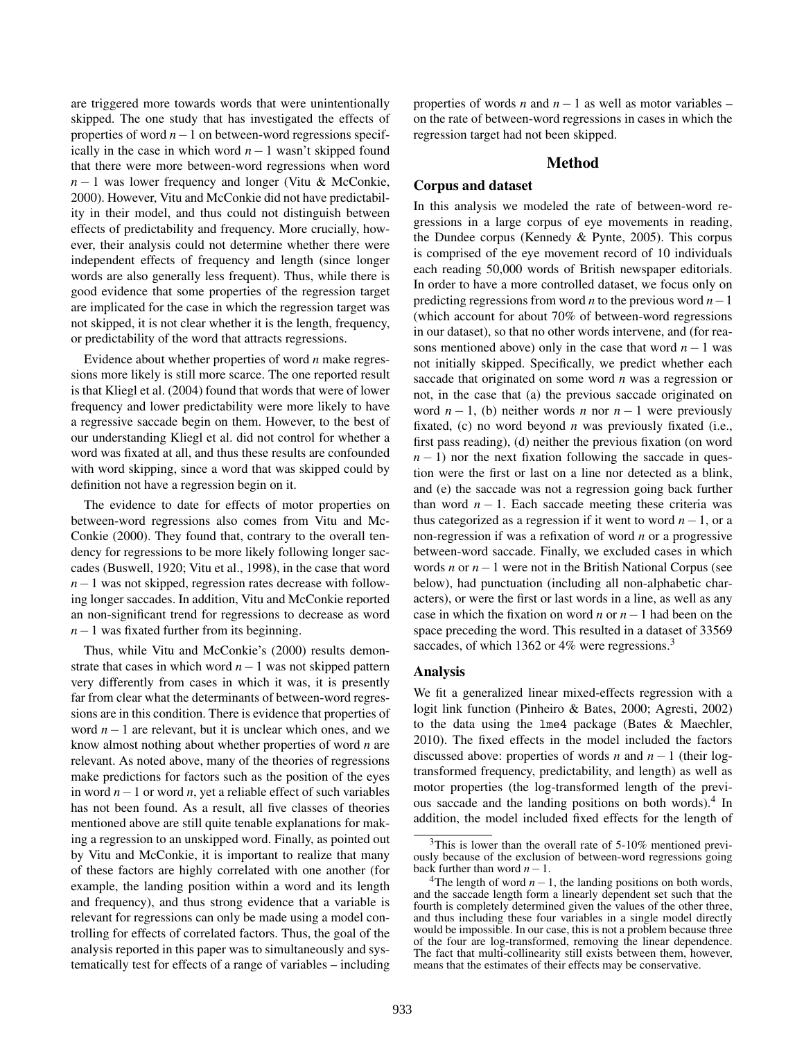are triggered more towards words that were unintentionally skipped. The one study that has investigated the effects of properties of word $n-1$ on between-word regressions specifically in the case in which word $n-1$ wasn't skipped found that there were more between-word regressions when word $n-1$ was lower frequency and longer (Vitu & McConkie, 2000). However, Vitu and McConkie did not have predictability in their model, and thus could not distinguish between effects of predictability and frequency. More crucially, however, their analysis could not determine whether there were independent effects of frequency and length (since longer words are also generally less frequent). Thus, while there is good evidence that some properties of the regression target are implicated for the case in which the regression target was not skipped, it is not clear whether it is the length, frequency, or predictability of the word that attracts regressions.

Evidence about whether properties of word $n$ make regressions more likely is still more scarce. The one reported result is that Kliegl et al. (2004) found that words that were of lower frequency and lower predictability were more likely to have a regressive saccade begin on them. However, to the best of our understanding Kliegl et al. did not control for whether a word was fixated at all, and thus these results are confounded with word skipping, since a word that was skipped could by definition not have a regression begin on it.

The evidence to date for effects of motor properties on between-word regressions also comes from Vitu and McConkie (2000). They found that, contrary to the overall tendency for regressions to be more likely following longer saccades (Buswell, 1920; Vitu et al., 1998), in the case that word $n-1$ was not skipped, regression rates decrease with following longer saccades. In addition, Vitu and McConkie reported an non-significant trend for regressions to decrease as word $n-1$ was fixated further from its beginning.

Thus, while Vitu and McConkie's (2000) results demonstrate that cases in which word $n-1$ was not skipped pattern very differently from cases in which it was, it is presently far from clear what the determinants of between-word regressions are in this condition. There is evidence that properties of word $n-1$ are relevant, but it is unclear which ones, and we know almost nothing about whether properties of word $n$ are relevant. As noted above, many of the theories of regressions make predictions for factors such as the position of the eyes in word $n-1$ or word $n$, yet a reliable effect of such variables has not been found. As a result, all five classes of theories mentioned above are still quite tenable explanations for making a regression to an unskipped word. Finally, as pointed out by Vitu and McConkie, it is important to realize that many of these factors are highly correlated with one another (for example, the landing position within a word and its length and frequency), and thus strong evidence that a variable is relevant for regressions can only be made using a model controlling for effects of correlated factors. Thus, the goal of the analysis reported in this paper was to simultaneously and systematically test for effects of a range of variables – including properties of words $n$ and $n-1$ as well as motor variables – on the rate of between-word regressions in cases in which the regression target had not been skipped.

## Method

### Corpus and dataset

In this analysis we modeled the rate of between-word regressions in a large corpus of eye movements in reading, the Dundee corpus (Kennedy & Pynte, 2005). This corpus is comprised of the eye movement record of 10 individuals each reading 50,000 words of British newspaper editorials. In order to have a more controlled dataset, we focus only on predicting regressions from word $n$ to the previous word $n-1$ (which account for about 70% of between-word regressions in our dataset), so that no other words intervene, and (for reasons mentioned above) only in the case that word $n-1$ was not initially skipped. Specifically, we predict whether each saccade that originated on some word $n$ was a regression or not, in the case that (a) the previous saccade originated on word $n-1$, (b) neither words $n$ nor $n-1$ were previously fixated, (c) no word beyond $n$ was previously fixated (i.e., first pass reading), (d) neither the previous fixation (on word $n-1$) nor the next fixation following the saccade in question were the first or last on a line nor detected as a blink, and (e) the saccade was not a regression going back further than word $n-1$. Each saccade meeting these criteria was thus categorized as a regression if it went to word $n-1$, or a non-regression if was a refixation of word $n$ or a progressive between-word saccade. Finally, we excluded cases in which words $n$ or $n-1$ were not in the British National Corpus (see below), had punctuation (including all non-alphabetic characters), or were the first or last words in a line, as well as any case in which the fixation on word $n$ or $n-1$ had been on the space preceding the word. This resulted in a dataset of 33569 saccades, of which 1362 or 4% were regressions.[3]

### Analysis

We fit a generalized linear mixed-effects regression with a logit link function (Pinheiro & Bates, 2000; Agresti, 2002) to the data using the `lme4` package (Bates & Maechler, 2010). The fixed effects in the model included the factors discussed above: properties of words $n$ and $n-1$ (their log-transformed frequency, predictability, and length) as well as motor properties (the log-transformed length of the previous saccade and the landing positions on both words).[4] In addition, the model included fixed effects for the length of

---

[3] This is lower than the overall rate of 5-10% mentioned previously because of the exclusion of between-word regressions going back further than word $n-1$.

[4] The length of word $n-1$, the landing positions on both words, and the saccade length form a linearly dependent set such that the fourth is completely determined given the values of the other three, and thus including these four variables in a single model directly would be impossible. In our case, this is not a problem because three of the four are log-transformed, removing the linear dependence. The fact that multi-collinearity still exists between them, however, means that the estimates of their effects may be conservative.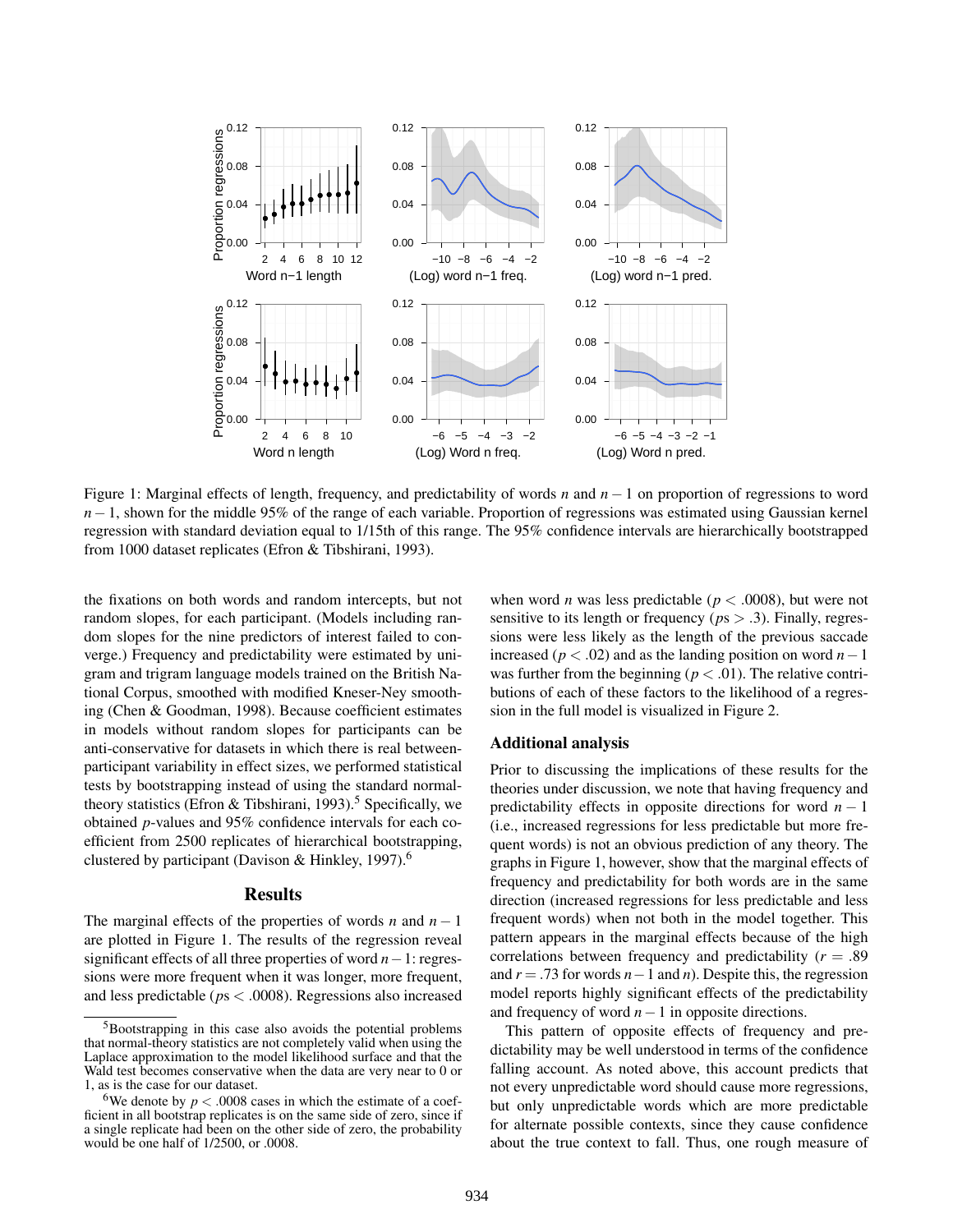Figure 1: Marginal effects of length, frequency, and predictability of words $n$ and $n-1$ on proportion of regressions to word $n-1$, shown for the middle 95% of the range of each variable. Proportion of regressions was estimated using Gaussian kernel regression with standard deviation equal to 1/15th of this range. The 95% confidence intervals are hierarchically bootstrapped from 1000 dataset replicates (Efron & Tibshirani, 1993).

the fixations on both words and random intercepts, but not random slopes, for each participant. (Models including random slopes for the nine predictors of interest failed to converge.) Frequency and predictability were estimated by unigram and trigram language models trained on the British National Corpus, smoothed with modified Kneser-Ney smoothing (Chen & Goodman, 1998). Because coefficient estimates in models without random slopes for participants can be anti-conservative for datasets in which there is real between-participant variability in effect sizes, we performed statistical tests by bootstrapping instead of using the standard normal-theory statistics (Efron & Tibshirani, 1993).[5] Specifically, we obtained $p$-values and 95% confidence intervals for each coefficient from 2500 replicates of hierarchical bootstrapping, clustered by participant (Davison & Hinkley, 1997).[6]

## Results

The marginal effects of the properties of words $n$ and $n-1$ are plotted in Figure 1. The results of the regression reveal significant effects of all three properties of word $n-1$: regressions were more frequent when it was longer, more frequent, and less predictable ($ps < .0008$). Regressions also increased when word $n$ was less predictable ($p < .0008$), but were not sensitive to its length or frequency ($ps > .3$). Finally, regressions were less likely as the length of the previous saccade increased ($p < .02$) and as the landing position on word $n-1$ was further from the beginning ($p < .01$). The relative contributions of each of these factors to the likelihood of a regression in the full model is visualized in Figure 2.

### Additional analysis

Prior to discussing the implications of these results for the theories under discussion, we note that having frequency and predictability effects in opposite directions for word $n-1$ (i.e., increased regressions for less predictable but more frequent words) is not an obvious prediction of any theory. The graphs in Figure 1, however, show that the marginal effects of frequency and predictability for both words are in the same direction (increased regressions for less predictable and less frequent words) when not both in the model together. This pattern appears in the marginal effects because of the high correlations between frequency and predictability ($r = .89$ and $r = .73$ for words $n-1$ and $n$). Despite this, the regression model reports highly significant effects of the predictability and frequency of word $n-1$ in opposite directions.

This pattern of opposite effects of frequency and predictability may be well understood in terms of the confidence falling account. As noted above, this account predicts that not every unpredictable word should cause more regressions, but only unpredictable words which are more predictable for alternate possible contexts, since they cause confidence about the true context to fall. Thus, one rough measure of

[5] Bootstrapping in this case also avoids the potential problems that normal-theory statistics are not completely valid when using the Laplace approximation to the model likelihood surface and that the Wald test becomes conservative when the data are very near to 0 or 1, as is the case for our dataset.

[6] We denote by $p < .0008$ cases in which the estimate of a coefficient in all bootstrap replicates is on the same side of zero, since if a single replicate had been on the other side of zero, the probability would be one half of 1/2500, or .0008.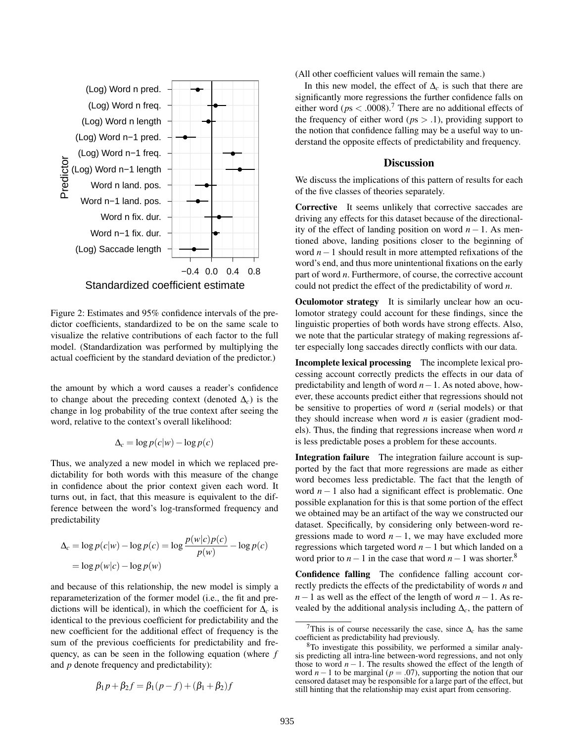Figure 2: Estimates and 95% confidence intervals of the predictor coefficients, standardized to be on the same scale to visualize the relative contributions of each factor to the full model. (Standardization was performed by multiplying the actual coefficient by the standard deviation of the predictor.)

the amount by which a word causes a reader's confidence to change about the preceding context (denoted $\Delta_c$) is the change in log probability of the true context after seeing the word, relative to the context's overall likelihood:

$$\Delta_c = \log p(c|w) - \log p(c)$$

Thus, we analyzed a new model in which we replaced predictability for both words with this measure of the change in confidence about the prior context given each word. It turns out, in fact, that this measure is equivalent to the difference between the word's log-transformed frequency and predictability

$$\Delta_c = \log p(c|w) - \log p(c) = \log \frac{p(w|c)p(c)}{p(w)} - \log p(c)$$
$$= \log p(w|c) - \log p(w)$$

and because of this relationship, the new model is simply a reparameterization of the former model (i.e., the fit and predictions will be identical), in which the coefficient for $\Delta_c$ is identical to the previous coefficient for predictability and the new coefficient for the additional effect of frequency is the sum of the previous coefficients for predictability and frequency, as can be seen in the following equation (where $f$ and $p$ denote frequency and predictability):

$$\beta_1 p + \beta_2 f = \beta_1(p - f) + (\beta_1 + \beta_2)f$$

(All other coefficient values will remain the same.)

In this new model, the effect of $\Delta_c$ is such that there are significantly more regressions the further confidence falls on either word ($ps < .0008$).[7] There are no additional effects of the frequency of either word ($ps > .1$), providing support to the notion that confidence falling may be a useful way to understand the opposite effects of predictability and frequency.

## Discussion

We discuss the implications of this pattern of results for each of the five classes of theories separately.

**Corrective** It seems unlikely that corrective saccades are driving any effects for this dataset because of the directionality of the effect of landing position on word $n-1$. As mentioned above, landing positions closer to the beginning of word $n-1$ should result in more attempted refixations of the word's end, and thus more unintentional fixations on the early part of word $n$. Furthermore, of course, the corrective account could not predict the effect of the predictability of word $n$.

**Oculomotor strategy** It is similarly unclear how an oculomotor strategy could account for these findings, since the linguistic properties of both words have strong effects. Also, we note that the particular strategy of making regressions after especially long saccades directly conflicts with our data.

**Incomplete lexical processing** The incomplete lexical processing account correctly predicts the effects in our data of predictability and length of word $n-1$. As noted above, however, these accounts predict either that regressions should not be sensitive to properties of word $n$ (serial models) or that they should increase when word $n$ is easier (gradient models). Thus, the finding that regressions increase when word $n$ is less predictable poses a problem for these accounts.

**Integration failure** The integration failure account is supported by the fact that more regressions are made as either word becomes less predictable. The fact that the length of word $n-1$ also had a significant effect is problematic. One possible explanation for this is that some portion of the effect we obtained may be an artifact of the way we constructed our dataset. Specifically, by considering only between-word regressions made to word $n-1$, we may have excluded more regressions which targeted word $n-1$ but which landed on a word prior to $n-1$ in the case that word $n-1$ was shorter.[8]

**Confidence falling** The confidence falling account correctly predicts the effects of the predictability of words $n$ and $n-1$ as well as the effect of the length of word $n-1$. As revealed by the additional analysis including $\Delta_c$, the pattern of

[7] This is of course necessarily the case, since $\Delta_c$ has the same coefficient as predictability had previously.

[8] To investigate this possibility, we performed a similar analysis predicting all intra-line between-word regressions, and not only those to word $n-1$. The results showed the effect of the length of word $n-1$ to be marginal ($p = .07$), supporting the notion that our censored dataset may be responsible for a large part of the effect, but still hinting that the relationship may exist apart from censoring.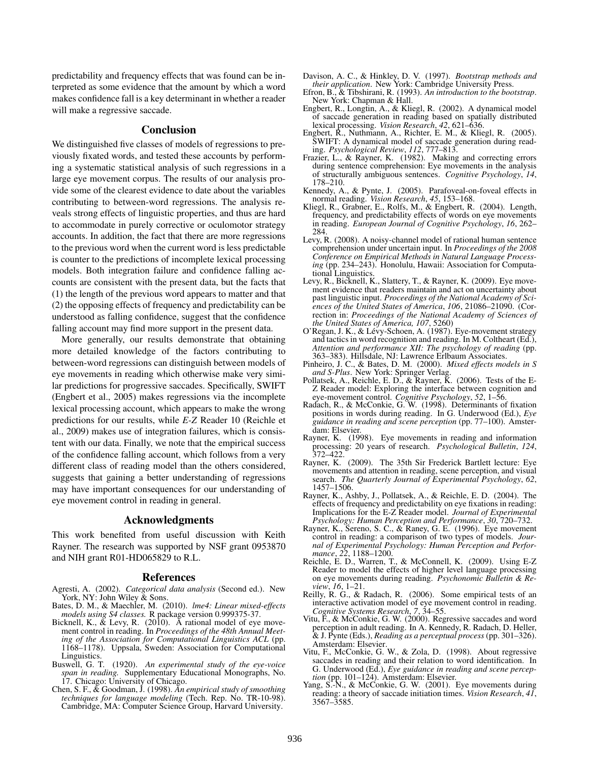predictability and frequency effects that was found can be interpreted as some evidence that the amount by which a word makes confidence fall is a key determinant in whether a reader will make a regressive saccade.

## Conclusion

We distinguished five classes of models of regressions to previously fixated words, and tested these accounts by performing a systematic statistical analysis of such regressions in a large eye movement corpus. The results of our analysis provide some of the clearest evidence to date about the variables contributing to between-word regressions. The analysis reveals strong effects of linguistic properties, and thus are hard to accommodate in purely corrective or oculomotor strategy accounts. In addition, the fact that there are more regressions to the previous word when the current word is less predictable is counter to the predictions of incomplete lexical processing models. Both integration failure and confidence falling accounts are consistent with the present data, but the facts that (1) the length of the previous word appears to matter and that (2) the opposing effects of frequency and predictability can be understood as falling confidence, suggest that the confidence falling account may find more support in the present data.

More generally, our results demonstrate that obtaining more detailed knowledge of the factors contributing to between-word regressions can distinguish between models of eye movements in reading which otherwise make very similar predictions for progressive saccades. Specifically, SWIFT (Engbert et al., 2005) makes regressions via the incomplete lexical processing account, which appears to make the wrong predictions for our results, while *E-Z* Reader 10 (Reichle et al., 2009) makes use of integration failures, which is consistent with our data. Finally, we note that the empirical success of the confidence falling account, which follows from a very different class of reading model than the others considered, suggests that gaining a better understanding of regressions may have important consequences for our understanding of eye movement control in reading in general.

## Acknowledgments

This work benefited from useful discussion with Keith Rayner. The research was supported by NSF grant 0953870 and NIH grant R01-HD065829 to R.L.

## References

Agresti, A. (2002). *Categorical data analysis* (Second ed.). New York, NY: John Wiley & Sons.

Bates, D. M., & Maechler, M. (2010). *lme4: Linear mixed-effects models using S4 classes.* R package version 0.999375-37.

Bicknell, K., & Levy, R. (2010). A rational model of eye movement control in reading. In *Proceedings of the 48th Annual Meeting of the Association for Computational Linguistics ACL* (pp. 1168–1178). Uppsala, Sweden: Association for Computational Linguistics.

Buswell, G. T. (1920). *An experimental study of the eye-voice span in reading.* Supplementary Educational Monographs, No. 17. Chicago: University of Chicago.

Chen, S. F., & Goodman, J. (1998). *An empirical study of smoothing techniques for language modeling* (Tech. Rep. No. TR-10-98). Cambridge, MA: Computer Science Group, Harvard University.

Davison, A. C., & Hinkley, D. V. (1997). *Bootstrap methods and their application*. New York: Cambridge University Press.

Efron, B., & Tibshirani, R. (1993). *An introduction to the bootstrap*. New York: Chapman & Hall.

Engbert, R., Longtin, A., & Kliegl, R. (2002). A dynamical model of saccade generation in reading based on spatially distributed lexical processing. *Vision Research*, *42*, 621–636.

Engbert, R., Nuthmann, A., Richter, E. M., & Kliegl, R. (2005). SWIFT: A dynamical model of saccade generation during reading. *Psychological Review*, *112*, 777–813.

Frazier, L., & Rayner, K. (1982). Making and correcting errors during sentence comprehension: Eye movements in the analysis of structurally ambiguous sentences. *Cognitive Psychology*, *14*, 178–210.

Kennedy, A., & Pynte, J. (2005). Parafoveal-on-foveal effects in normal reading. *Vision Research*, *45*, 153–168.

Kliegl, R., Grabner, E., Rolfs, M., & Engbert, R. (2004). Length, frequency, and predictability effects of words on eye movements in reading. *European Journal of Cognitive Psychology*, *16*, 262–284.

Levy, R. (2008). A noisy-channel model of rational human sentence comprehension under uncertain input. In *Proceedings of the 2008 Conference on Empirical Methods in Natural Language Processing* (pp. 234–243). Honolulu, Hawaii: Association for Computational Linguistics.

Levy, R., Bicknell, K., Slattery, T., & Rayner, K. (2009). Eye movement evidence that readers maintain and act on uncertainty about past linguistic input. *Proceedings of the National Academy of Sciences of the United States of America*, *106*, 21086–21090. (Correction in: *Proceedings of the National Academy of Sciences of the United States of America, 107*, 5260)

O'Regan, J. K., & Lévy-Schoen, A. (1987). Eye-movement strategy and tactics in word recognition and reading. In M. Coltheart (Ed.), *Attention and performance XII: The psychology of reading* (pp. 363–383). Hillsdale, NJ: Lawrence Erlbaum Associates.

Pinheiro, J. C., & Bates, D. M. (2000). *Mixed effects models in S and S-Plus*. New York: Springer Verlag.

Pollatsek, A., Reichle, E. D., & Rayner, K. (2006). Tests of the E-Z Reader model: Exploring the interface between cognition and eye-movement control. *Cognitive Psychology*, *52*, 1–56.

Radach, R., & McConkie, G. W. (1998). Determinants of fixation positions in words during reading. In G. Underwood (Ed.), *Eye guidance in reading and scene perception* (pp. 77–100). Amsterdam: Elsevier.

Rayner, K. (1998). Eye movements in reading and information processing: 20 years of research. *Psychological Bulletin*, *124*, 372–422.

Rayner, K. (2009). The 35th Sir Frederick Bartlett lecture: Eye movements and attention in reading, scene perception, and visual search. *The Quarterly Journal of Experimental Psychology*, *62*, 1457–1506.

Rayner, K., Ashby, J., Pollatsek, A., & Reichle, E. D. (2004). The effects of frequency and predictability on eye fixations in reading: Implications for the E-Z Reader model. *Journal of Experimental Psychology: Human Perception and Performance*, *30*, 720–732.

Rayner, K., Sereno, S. C., & Raney, G. E. (1996). Eye movement control in reading: a comparison of two types of models. *Journal of Experimental Psychology: Human Perception and Performance*, *22*, 1188–1200.

Reichle, E. D., Warren, T., & McConnell, K. (2009). Using E-Z Reader to model the effects of higher level language processing on eye movements during reading. *Psychonomic Bulletin & Review*, *16*, 1–21.

Reilly, R. G., & Radach, R. (2006). Some empirical tests of an interactive activation model of eye movement control in reading. *Cognitive Systems Research*, *7*, 34–55.

Vitu, F., & McConkie, G. W. (2000). Regressive saccades and word perception in adult reading. In A. Kennedy, R. Radach, D. Heller, & J. Pynte (Eds.), *Reading as a perceptual process* (pp. 301–326). Amsterdam: Elsevier.

Vitu, F., McConkie, G. W., & Zola, D. (1998). About regressive saccades in reading and their relation to word identification. In G. Underwood (Ed.), *Eye guidance in reading and scene perception* (pp. 101–124). Amsterdam: Elsevier.

Yang, S.-N., & McConkie, G. W. (2001). Eye movements during reading: a theory of saccade initiation times. *Vision Research*, *41*, 3567–3585.